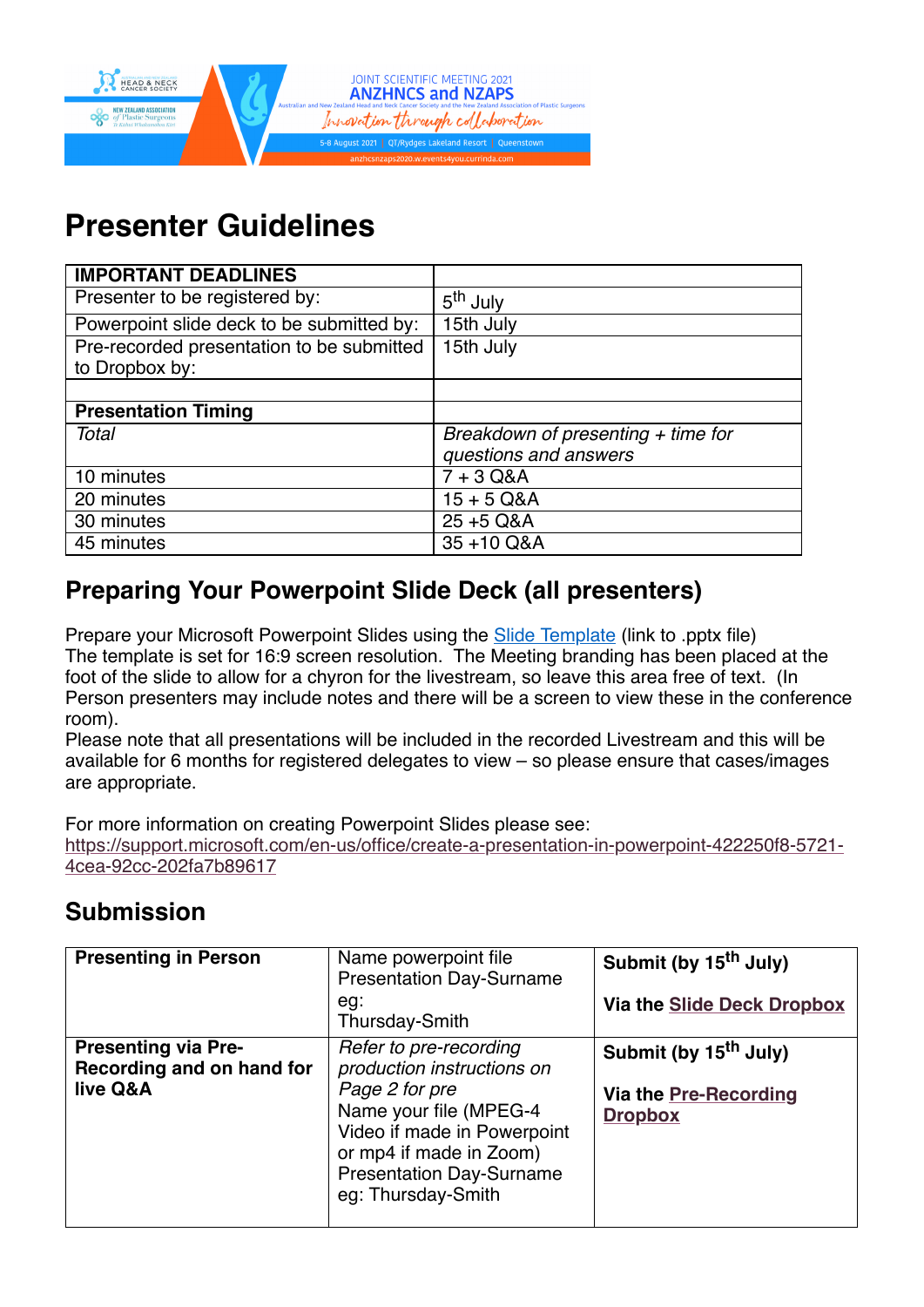# Presenter Guidelines

| IMPORTANT DEADLINES | |
| --- | --- |
| Presenter to be registered by: | 5th July |
| Powerpoint slide deck to be submitted by: | 15th July |
| Pre-recorded presentation to be submitted to Dropbox by: | 15th July |
| | |
| **Presentation Timing** | |
| *Total* | *Breakdown of presenting + time for questions and answers* |
| 10 minutes | 7 + 3 Q&A |
| 20 minutes | 15 + 5 Q&A |
| 30 minutes | 25 +5 Q&A |
| 45 minutes | 35 +10 Q&A |

## Preparing Your Powerpoint Slide Deck (all presenters)

Prepare your Microsoft Powerpoint Slides using the Slide Template (link to .pptx file)
The template is set for 16:9 screen resolution. The Meeting branding has been placed at the foot of the slide to allow for a chyron for the livestream, so leave this area free of text. (In Person presenters may include notes and there will be a screen to view these in the conference room).
Please note that all presentations will be included in the recorded Livestream and this will be available for 6 months for registered delegates to view – so please ensure that cases/images are appropriate.

For more information on creating Powerpoint Slides please see:
https://support.microsoft.com/en-us/office/create-a-presentation-in-powerpoint-422250f8-5721-4cea-92cc-202fa7b89617

## Submission

| Presenting in Person | Name powerpoint file Presentation Day-Surname eg: Thursday-Smith | **Submit (by 15th July)** **Via the Slide Deck Dropbox** |
| --- | --- | --- |
| **Presenting via Pre-Recording and on hand for live Q&A** | *Refer to pre-recording production instructions on Page 2 for pre* Name your file (MPEG-4 Video if made in Powerpoint or mp4 if made in Zoom) Presentation Day-Surname eg: Thursday-Smith | **Submit (by 15th July)** **Via the Pre-Recording Dropbox** |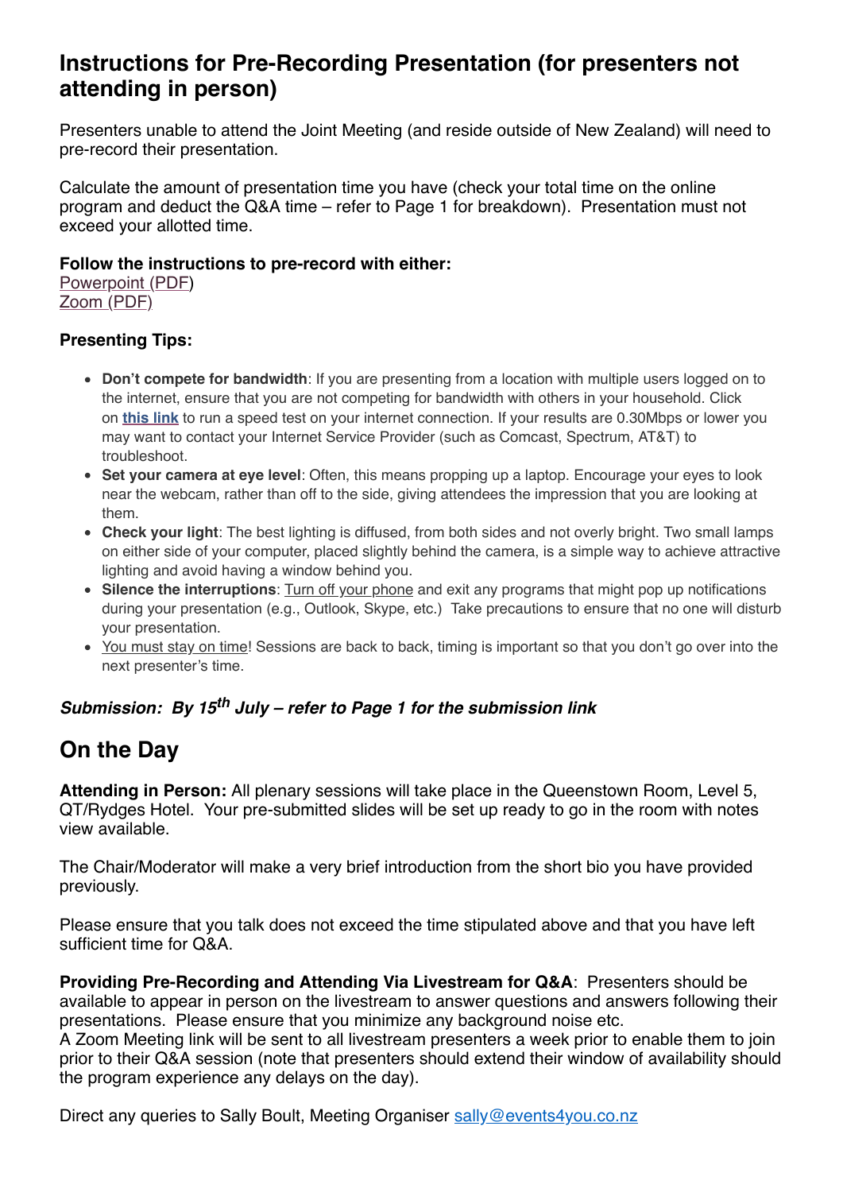## Instructions for Pre-Recording Presentation (for presenters not attending in person)

Presenters unable to attend the Joint Meeting (and reside outside of New Zealand) will need to pre-record their presentation.

Calculate the amount of presentation time you have (check your total time on the online program and deduct the Q&A time – refer to Page 1 for breakdown). Presentation must not exceed your allotted time.

**Follow the instructions to pre-record with either:**
Powerpoint (PDF)
Zoom (PDF)

**Presenting Tips:**

- **Don't compete for bandwidth**: If you are presenting from a location with multiple users logged on to the internet, ensure that you are not competing for bandwidth with others in your household. Click on **this link** to run a speed test on your internet connection. If your results are 0.30Mbps or lower you may want to contact your Internet Service Provider (such as Comcast, Spectrum, AT&T) to troubleshoot.
- **Set your camera at eye level**: Often, this means propping up a laptop. Encourage your eyes to look near the webcam, rather than off to the side, giving attendees the impression that you are looking at them.
- **Check your light**: The best lighting is diffused, from both sides and not overly bright. Two small lamps on either side of your computer, placed slightly behind the camera, is a simple way to achieve attractive lighting and avoid having a window behind you.
- **Silence the interruptions**: Turn off your phone and exit any programs that might pop up notifications during your presentation (e.g., Outlook, Skype, etc.) Take precautions to ensure that no one will disturb your presentation.
- You must stay on time! Sessions are back to back, timing is important so that you don't go over into the next presenter's time.

***Submission: By 15th July – refer to Page 1 for the submission link***

## On the Day

**Attending in Person:** All plenary sessions will take place in the Queenstown Room, Level 5, QT/Rydges Hotel. Your pre-submitted slides will be set up ready to go in the room with notes view available.

The Chair/Moderator will make a very brief introduction from the short bio you have provided previously.

Please ensure that you talk does not exceed the time stipulated above and that you have left sufficient time for Q&A.

**Providing Pre-Recording and Attending Via Livestream for Q&A**: Presenters should be available to appear in person on the livestream to answer questions and answers following their presentations. Please ensure that you minimize any background noise etc.
A Zoom Meeting link will be sent to all livestream presenters a week prior to enable them to join prior to their Q&A session (note that presenters should extend their window of availability should the program experience any delays on the day).

Direct any queries to Sally Boult, Meeting Organiser sally@events4you.co.nz